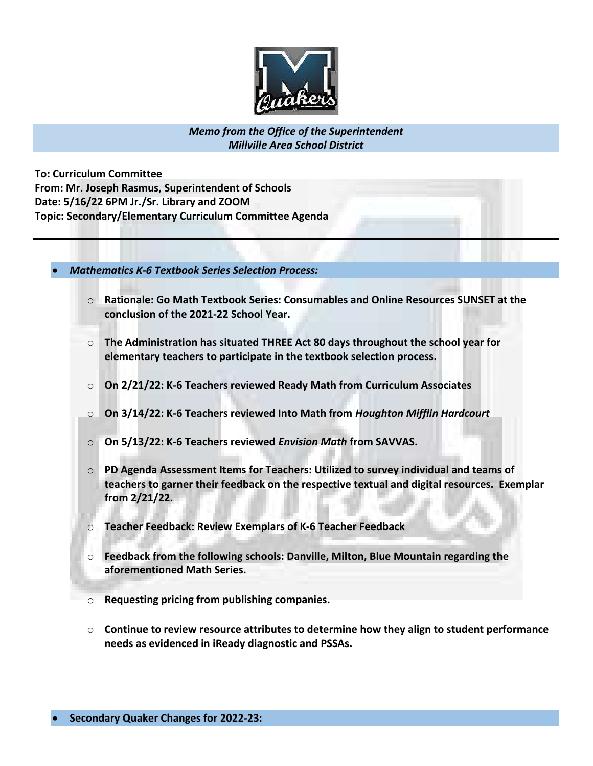*Memo from the Office of the Superintendent*
*Millville Area School District*

**To: Curriculum Committee**
**From: Mr. Joseph Rasmus, Superintendent of Schools**
**Date: 5/16/22 6PM Jr./Sr. Library and ZOOM**
**Topic: Secondary/Elementary Curriculum Committee Agenda**

---

- ***Mathematics K-6 Textbook Series Selection Process:***
  - **Rationale: Go Math Textbook Series: Consumables and Online Resources SUNSET at the conclusion of the 2021-22 School Year.**
  - **The Administration has situated THREE Act 80 days throughout the school year for elementary teachers to participate in the textbook selection process.**
  - **On 2/21/22: K-6 Teachers reviewed Ready Math from Curriculum Associates**
  - **On 3/14/22: K-6 Teachers reviewed Into Math from *Houghton Mifflin Hardcourt***
  - **On 5/13/22: K-6 Teachers reviewed *Envision Math* from SAVVAS.**
  - **PD Agenda Assessment Items for Teachers: Utilized to survey individual and teams of teachers to garner their feedback on the respective textual and digital resources. Exemplar from 2/21/22.**
  - **Teacher Feedback: Review Exemplars of K-6 Teacher Feedback**
  - **Feedback from the following schools: Danville, Milton, Blue Mountain regarding the aforementioned Math Series.**
  - **Requesting pricing from publishing companies.**
  - **Continue to review resource attributes to determine how they align to student performance needs as evidenced in iReady diagnostic and PSSAs.**

- **Secondary Quaker Changes for 2022-23:**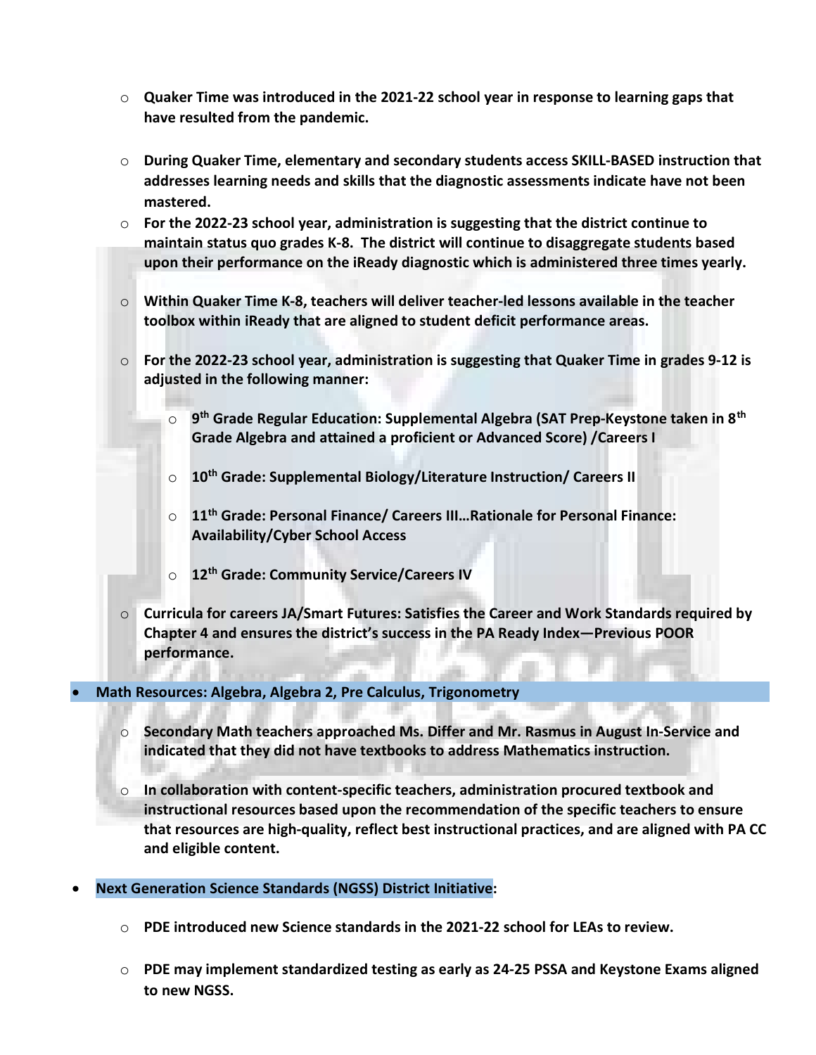- **Quaker Time was introduced in the 2021-22 school year in response to learning gaps that have resulted from the pandemic.**
- **During Quaker Time, elementary and secondary students access SKILL-BASED instruction that addresses learning needs and skills that the diagnostic assessments indicate have not been mastered.**
- **For the 2022-23 school year, administration is suggesting that the district continue to maintain status quo grades K-8. The district will continue to disaggregate students based upon their performance on the iReady diagnostic which is administered three times yearly.**
- **Within Quaker Time K-8, teachers will deliver teacher-led lessons available in the teacher toolbox within iReady that are aligned to student deficit performance areas.**
- **For the 2022-23 school year, administration is suggesting that Quaker Time in grades 9-12 is adjusted in the following manner:**
  - **9th Grade Regular Education: Supplemental Algebra (SAT Prep-Keystone taken in 8th Grade Algebra and attained a proficient or Advanced Score) /Careers I**
  - **10th Grade: Supplemental Biology/Literature Instruction/ Careers II**
  - **11th Grade: Personal Finance/ Careers III…Rationale for Personal Finance: Availability/Cyber School Access**
  - **12th Grade: Community Service/Careers IV**
- **Curricula for careers JA/Smart Futures: Satisfies the Career and Work Standards required by Chapter 4 and ensures the district's success in the PA Ready Index—Previous POOR performance.**

- **Math Resources: Algebra, Algebra 2, Pre Calculus, Trigonometry**
  - **Secondary Math teachers approached Ms. Differ and Mr. Rasmus in August In-Service and indicated that they did not have textbooks to address Mathematics instruction.**
  - **In collaboration with content-specific teachers, administration procured textbook and instructional resources based upon the recommendation of the specific teachers to ensure that resources are high-quality, reflect best instructional practices, and are aligned with PA CC and eligible content.**

- **Next Generation Science Standards (NGSS) District Initiative:**
  - **PDE introduced new Science standards in the 2021-22 school for LEAs to review.**
  - **PDE may implement standardized testing as early as 24-25 PSSA and Keystone Exams aligned to new NGSS.**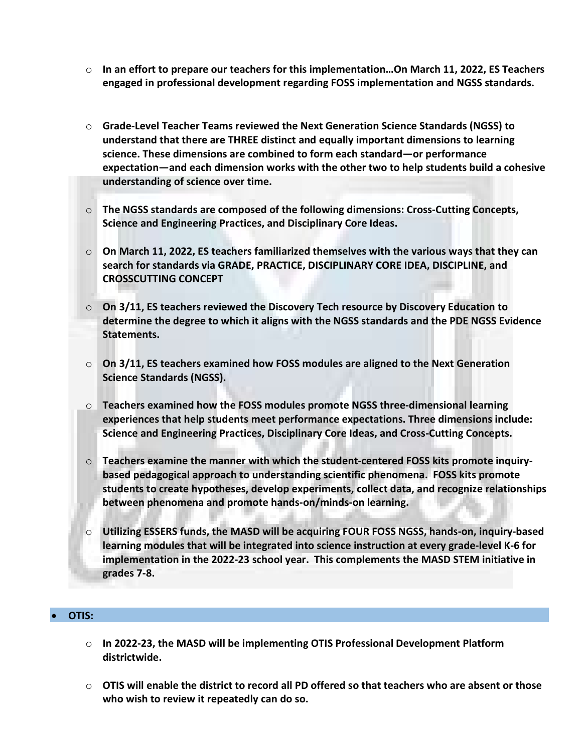- **In an effort to prepare our teachers for this implementation…On March 11, 2022, ES Teachers engaged in professional development regarding FOSS implementation and NGSS standards.**

- **Grade-Level Teacher Teams reviewed the Next Generation Science Standards (NGSS) to understand that there are THREE distinct and equally important dimensions to learning science. These dimensions are combined to form each standard—or performance expectation—and each dimension works with the other two to help students build a cohesive understanding of science over time.**

- **The NGSS standards are composed of the following dimensions: Cross-Cutting Concepts, Science and Engineering Practices, and Disciplinary Core Ideas.**

- **On March 11, 2022, ES teachers familiarized themselves with the various ways that they can search for standards via GRADE, PRACTICE, DISCIPLINARY CORE IDEA, DISCIPLINE, and CROSSCUTTING CONCEPT**

- **On 3/11, ES teachers reviewed the Discovery Tech resource by Discovery Education to determine the degree to which it aligns with the NGSS standards and the PDE NGSS Evidence Statements.**

- **On 3/11, ES teachers examined how FOSS modules are aligned to the Next Generation Science Standards (NGSS).**

- **Teachers examined how the FOSS modules promote NGSS three-dimensional learning experiences that help students meet performance expectations. Three dimensions include: Science and Engineering Practices, Disciplinary Core Ideas, and Cross-Cutting Concepts.**

- **Teachers examine the manner with which the student-centered FOSS kits promote inquiry-based pedagogical approach to understanding scientific phenomena. FOSS kits promote students to create hypotheses, develop experiments, collect data, and recognize relationships between phenomena and promote hands-on/minds-on learning.**

- **Utilizing ESSERS funds, the MASD will be acquiring FOUR FOSS NGSS, hands-on, inquiry-based learning modules that will be integrated into science instruction at every grade-level K-6 for implementation in the 2022-23 school year. This complements the MASD STEM initiative in grades 7-8.**

- **OTIS:**
  - **In 2022-23, the MASD will be implementing OTIS Professional Development Platform districtwide.**
  - **OTIS will enable the district to record all PD offered so that teachers who are absent or those who wish to review it repeatedly can do so.**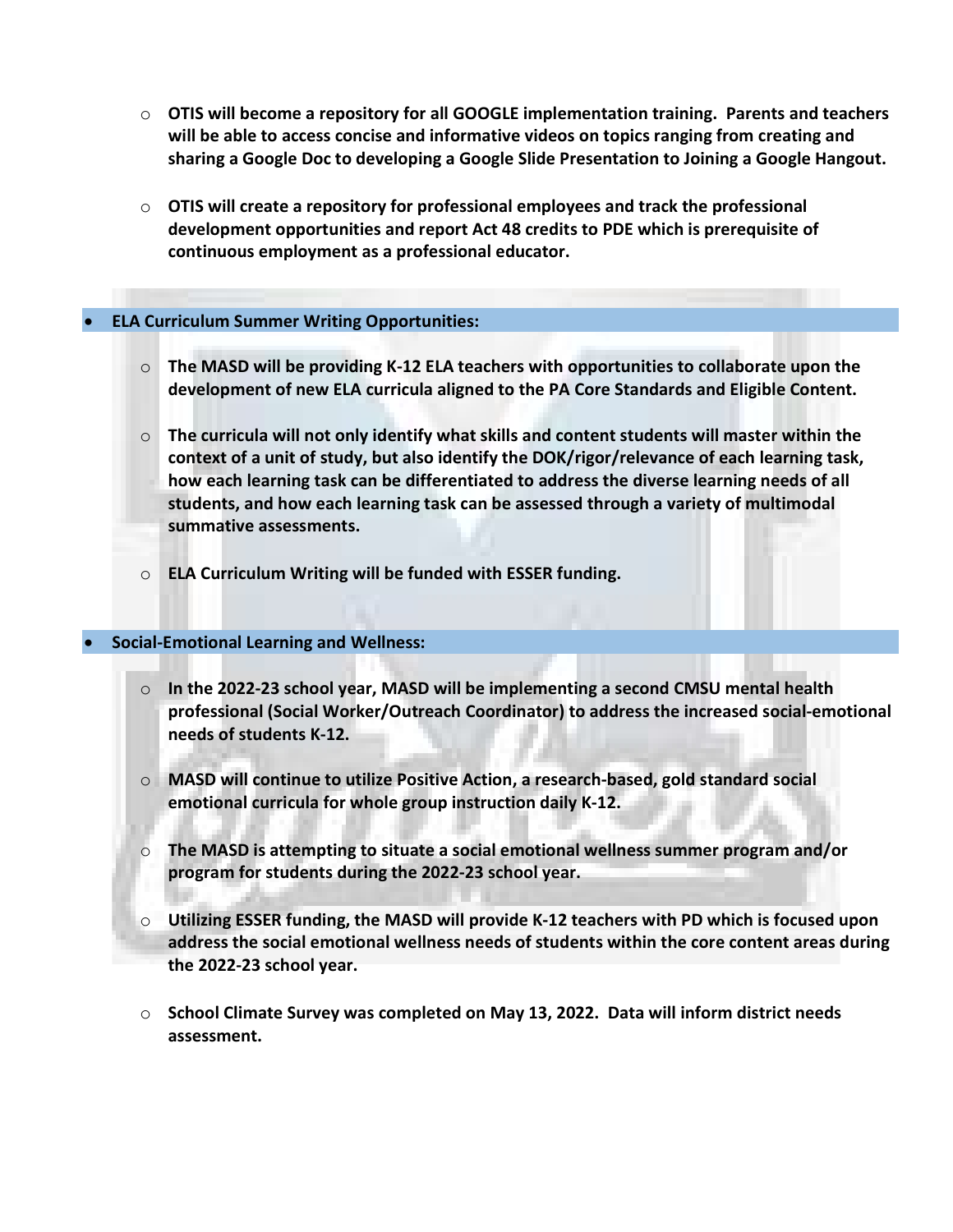- **OTIS will become a repository for all GOOGLE implementation training. Parents and teachers will be able to access concise and informative videos on topics ranging from creating and sharing a Google Doc to developing a Google Slide Presentation to Joining a Google Hangout.**
- **OTIS will create a repository for professional employees and track the professional development opportunities and report Act 48 credits to PDE which is prerequisite of continuous employment as a professional educator.**

- **ELA Curriculum Summer Writing Opportunities:**
  - **The MASD will be providing K-12 ELA teachers with opportunities to collaborate upon the development of new ELA curricula aligned to the PA Core Standards and Eligible Content.**
  - **The curricula will not only identify what skills and content students will master within the context of a unit of study, but also identify the DOK/rigor/relevance of each learning task, how each learning task can be differentiated to address the diverse learning needs of all students, and how each learning task can be assessed through a variety of multimodal summative assessments.**
  - **ELA Curriculum Writing will be funded with ESSER funding.**

- **Social-Emotional Learning and Wellness:**
  - **In the 2022-23 school year, MASD will be implementing a second CMSU mental health professional (Social Worker/Outreach Coordinator) to address the increased social-emotional needs of students K-12.**
  - **MASD will continue to utilize Positive Action, a research-based, gold standard social emotional curricula for whole group instruction daily K-12.**
  - **The MASD is attempting to situate a social emotional wellness summer program and/or program for students during the 2022-23 school year.**
  - **Utilizing ESSER funding, the MASD will provide K-12 teachers with PD which is focused upon address the social emotional wellness needs of students within the core content areas during the 2022-23 school year.**
  - **School Climate Survey was completed on May 13, 2022. Data will inform district needs assessment.**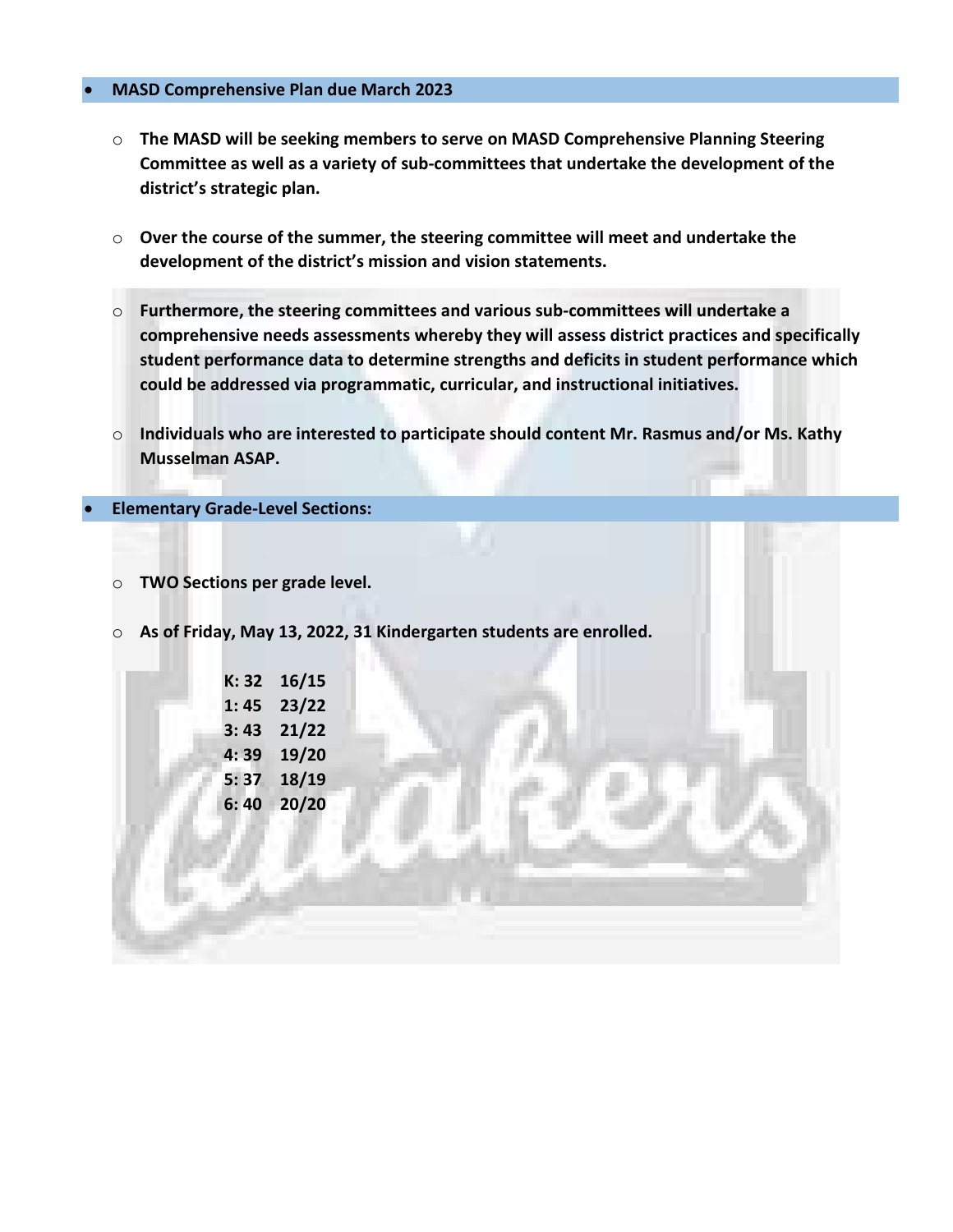- **MASD Comprehensive Plan due March 2023**
  - **The MASD will be seeking members to serve on MASD Comprehensive Planning Steering Committee as well as a variety of sub-committees that undertake the development of the district's strategic plan.**
  - **Over the course of the summer, the steering committee will meet and undertake the development of the district's mission and vision statements.**
  - **Furthermore, the steering committees and various sub-committees will undertake a comprehensive needs assessments whereby they will assess district practices and specifically student performance data to determine strengths and deficits in student performance which could be addressed via programmatic, curricular, and instructional initiatives.**
  - **Individuals who are interested to participate should content Mr. Rasmus and/or Ms. Kathy Musselman ASAP.**

- **Elementary Grade-Level Sections:**
  - **TWO Sections per grade level.**
  - **As of Friday, May 13, 2022, 31 Kindergarten students are enrolled.**

| | |
|---|---|
| **K: 32** | **16/15** |
| **1: 45** | **23/22** |
| **3: 43** | **21/22** |
| **4: 39** | **19/20** |
| **5: 37** | **18/19** |
| **6: 40** | **20/20** |